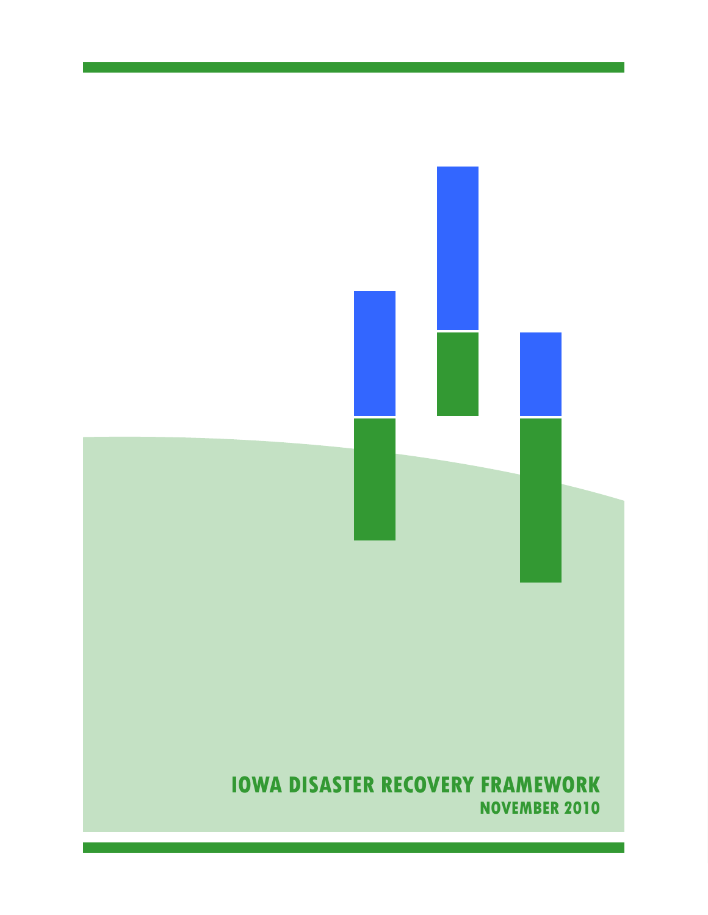# IOWA DISASTER RECOVERY FRAMEWORK

## NOVEMBER 2010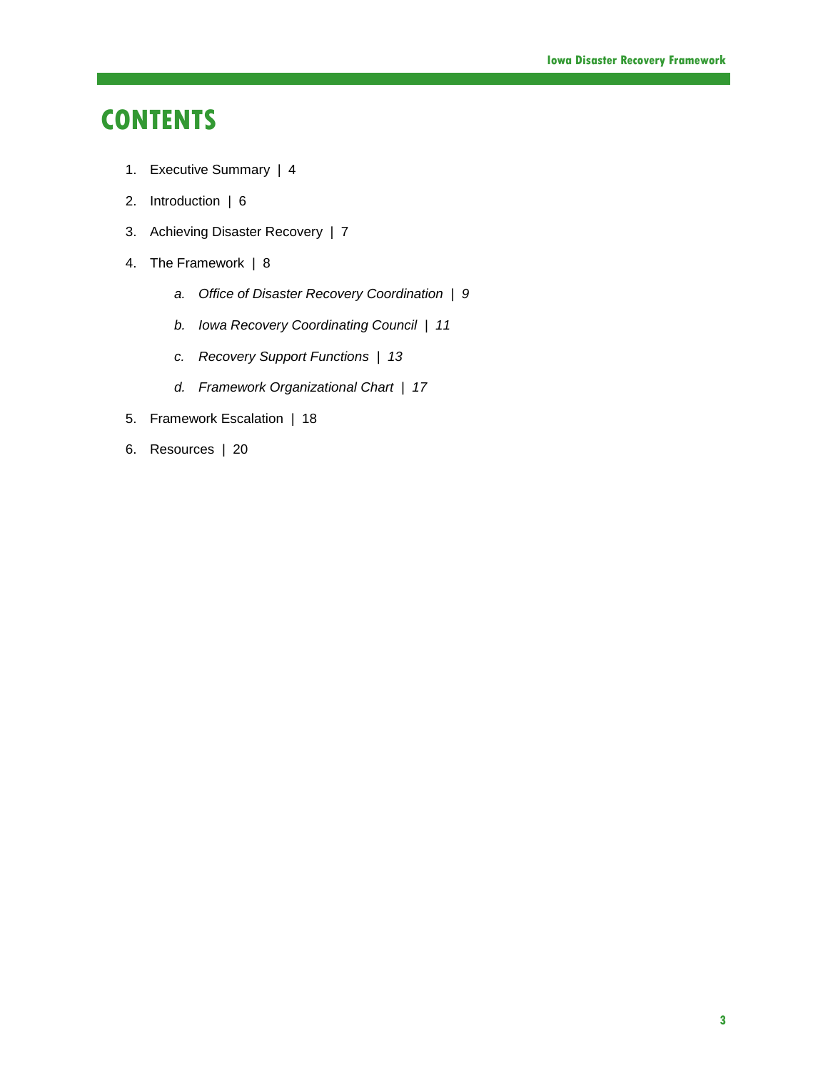# CONTENTS

1. Executive Summary | 4
2. Introduction | 6
3. Achieving Disaster Recovery | 7
4. The Framework | 8
    a. *Office of Disaster Recovery Coordination | 9*
    b. *Iowa Recovery Coordinating Council | 11*
    c. *Recovery Support Functions | 13*
    d. *Framework Organizational Chart | 17*
5. Framework Escalation | 18
6. Resources | 20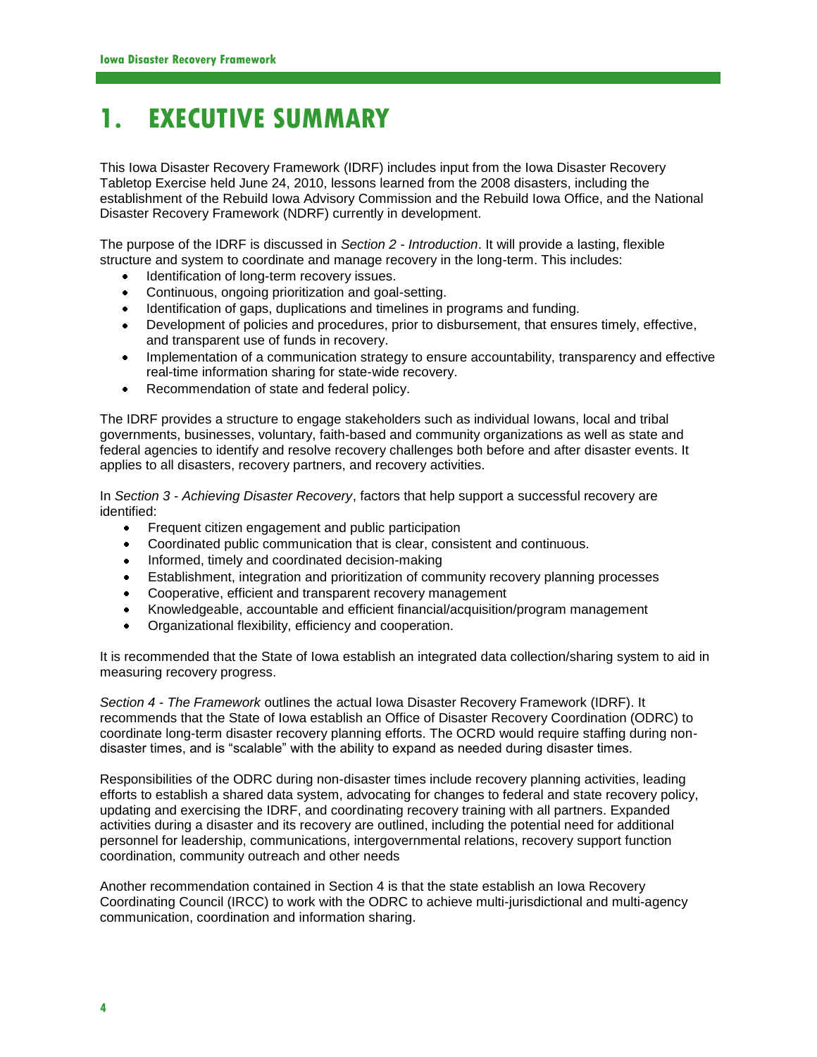# 1. EXECUTIVE SUMMARY

This Iowa Disaster Recovery Framework (IDRF) includes input from the Iowa Disaster Recovery Tabletop Exercise held June 24, 2010, lessons learned from the 2008 disasters, including the establishment of the Rebuild Iowa Advisory Commission and the Rebuild Iowa Office, and the National Disaster Recovery Framework (NDRF) currently in development.

The purpose of the IDRF is discussed in *Section 2 - Introduction*. It will provide a lasting, flexible structure and system to coordinate and manage recovery in the long-term. This includes:

- Identification of long-term recovery issues.
- Continuous, ongoing prioritization and goal-setting.
- Identification of gaps, duplications and timelines in programs and funding.
- Development of policies and procedures, prior to disbursement, that ensures timely, effective, and transparent use of funds in recovery.
- Implementation of a communication strategy to ensure accountability, transparency and effective real-time information sharing for state-wide recovery.
- Recommendation of state and federal policy.

The IDRF provides a structure to engage stakeholders such as individual Iowans, local and tribal governments, businesses, voluntary, faith-based and community organizations as well as state and federal agencies to identify and resolve recovery challenges both before and after disaster events. It applies to all disasters, recovery partners, and recovery activities.

In *Section 3 - Achieving Disaster Recovery*, factors that help support a successful recovery are identified:

- Frequent citizen engagement and public participation
- Coordinated public communication that is clear, consistent and continuous.
- Informed, timely and coordinated decision-making
- Establishment, integration and prioritization of community recovery planning processes
- Cooperative, efficient and transparent recovery management
- Knowledgeable, accountable and efficient financial/acquisition/program management
- Organizational flexibility, efficiency and cooperation.

It is recommended that the State of Iowa establish an integrated data collection/sharing system to aid in measuring recovery progress.

*Section 4 - The Framework* outlines the actual Iowa Disaster Recovery Framework (IDRF). It recommends that the State of Iowa establish an Office of Disaster Recovery Coordination (ODRC) to coordinate long-term disaster recovery planning efforts. The OCRD would require staffing during non-disaster times, and is "scalable" with the ability to expand as needed during disaster times.

Responsibilities of the ODRC during non-disaster times include recovery planning activities, leading efforts to establish a shared data system, advocating for changes to federal and state recovery policy, updating and exercising the IDRF, and coordinating recovery training with all partners. Expanded activities during a disaster and its recovery are outlined, including the potential need for additional personnel for leadership, communications, intergovernmental relations, recovery support function coordination, community outreach and other needs

Another recommendation contained in Section 4 is that the state establish an Iowa Recovery Coordinating Council (IRCC) to work with the ODRC to achieve multi-jurisdictional and multi-agency communication, coordination and information sharing.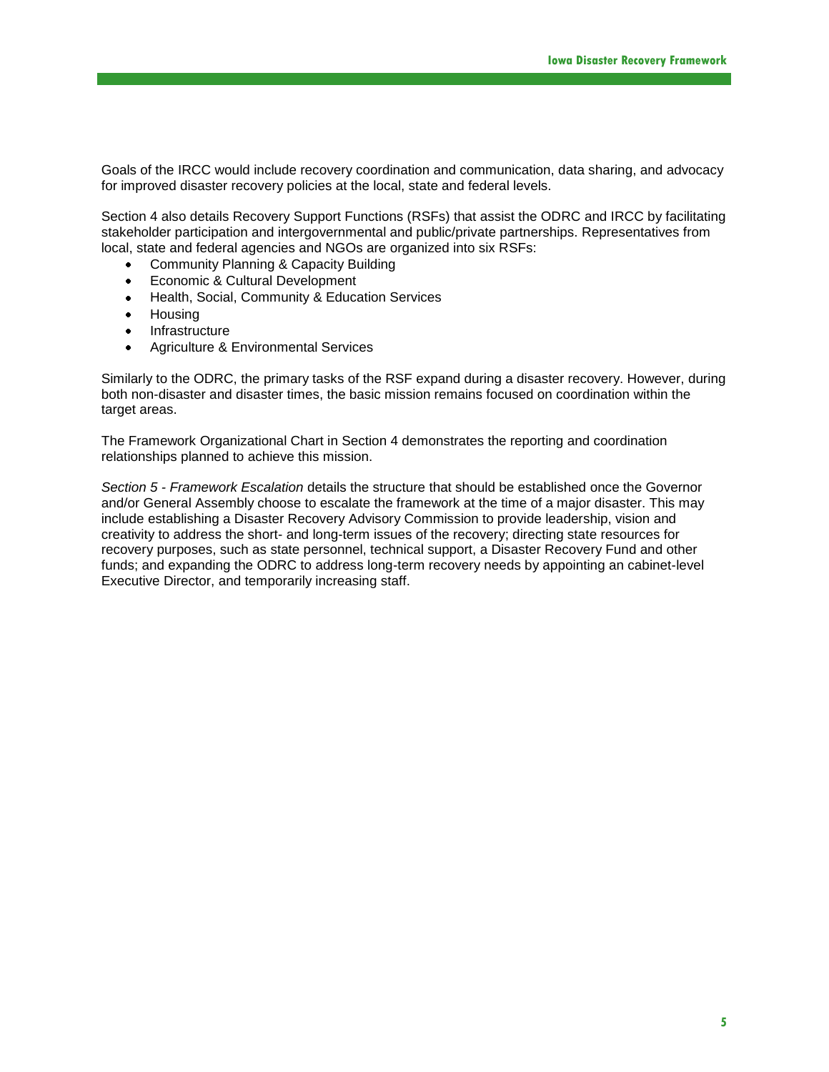Goals of the IRCC would include recovery coordination and communication, data sharing, and advocacy for improved disaster recovery policies at the local, state and federal levels.

Section 4 also details Recovery Support Functions (RSFs) that assist the ODRC and IRCC by facilitating stakeholder participation and intergovernmental and public/private partnerships. Representatives from local, state and federal agencies and NGOs are organized into six RSFs:

- Community Planning & Capacity Building
- Economic & Cultural Development
- Health, Social, Community & Education Services
- Housing
- Infrastructure
- Agriculture & Environmental Services

Similarly to the ODRC, the primary tasks of the RSF expand during a disaster recovery. However, during both non-disaster and disaster times, the basic mission remains focused on coordination within the target areas.

The Framework Organizational Chart in Section 4 demonstrates the reporting and coordination relationships planned to achieve this mission.

*Section 5 - Framework Escalation* details the structure that should be established once the Governor and/or General Assembly choose to escalate the framework at the time of a major disaster. This may include establishing a Disaster Recovery Advisory Commission to provide leadership, vision and creativity to address the short- and long-term issues of the recovery; directing state resources for recovery purposes, such as state personnel, technical support, a Disaster Recovery Fund and other funds; and expanding the ODRC to address long-term recovery needs by appointing an cabinet-level Executive Director, and temporarily increasing staff.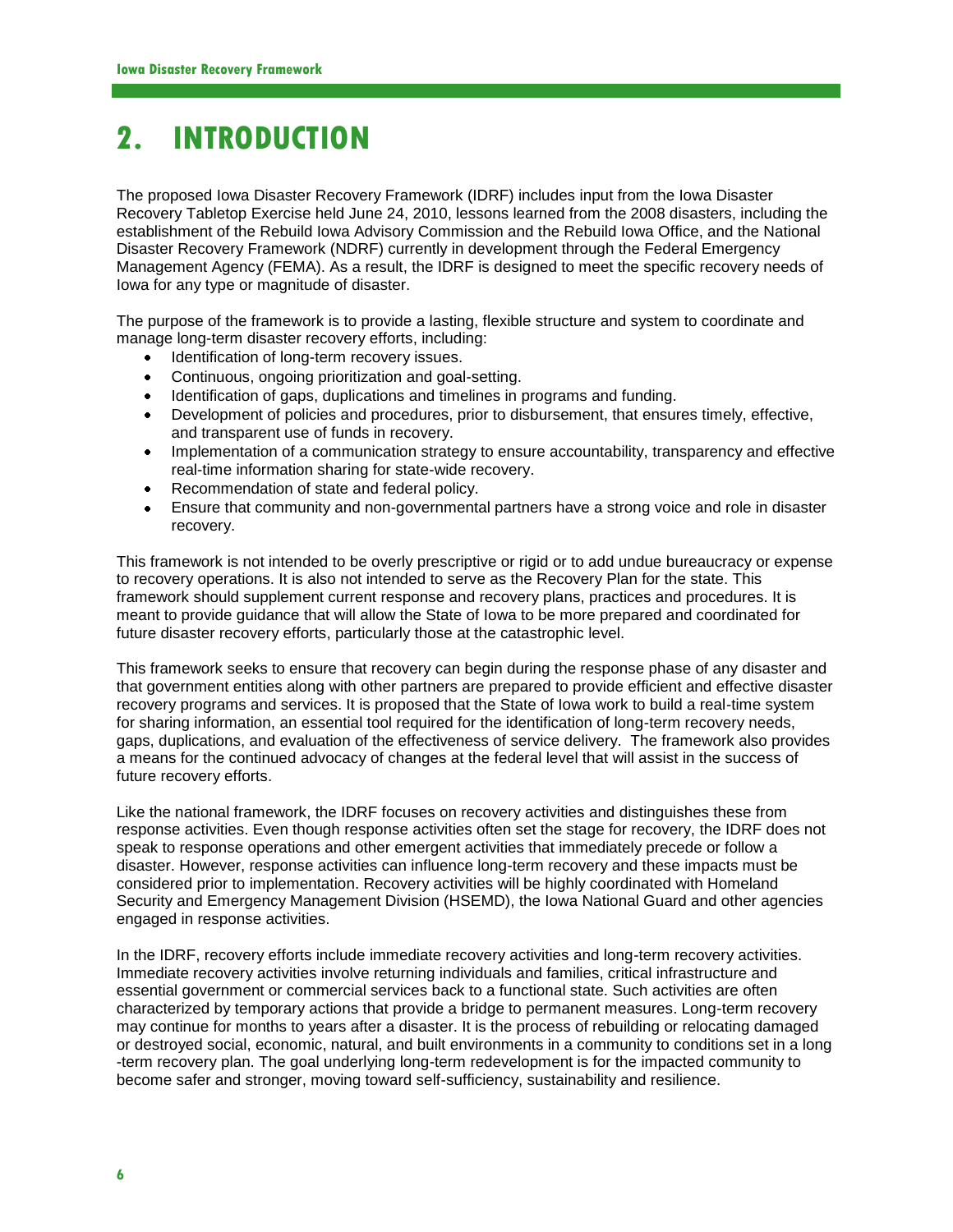# 2. INTRODUCTION

The proposed Iowa Disaster Recovery Framework (IDRF) includes input from the Iowa Disaster Recovery Tabletop Exercise held June 24, 2010, lessons learned from the 2008 disasters, including the establishment of the Rebuild Iowa Advisory Commission and the Rebuild Iowa Office, and the National Disaster Recovery Framework (NDRF) currently in development through the Federal Emergency Management Agency (FEMA). As a result, the IDRF is designed to meet the specific recovery needs of Iowa for any type or magnitude of disaster.

The purpose of the framework is to provide a lasting, flexible structure and system to coordinate and manage long-term disaster recovery efforts, including:

- Identification of long-term recovery issues.
- Continuous, ongoing prioritization and goal-setting.
- Identification of gaps, duplications and timelines in programs and funding.
- Development of policies and procedures, prior to disbursement, that ensures timely, effective, and transparent use of funds in recovery.
- Implementation of a communication strategy to ensure accountability, transparency and effective real-time information sharing for state-wide recovery.
- Recommendation of state and federal policy.
- Ensure that community and non-governmental partners have a strong voice and role in disaster recovery.

This framework is not intended to be overly prescriptive or rigid or to add undue bureaucracy or expense to recovery operations. It is also not intended to serve as the Recovery Plan for the state. This framework should supplement current response and recovery plans, practices and procedures. It is meant to provide guidance that will allow the State of Iowa to be more prepared and coordinated for future disaster recovery efforts, particularly those at the catastrophic level.

This framework seeks to ensure that recovery can begin during the response phase of any disaster and that government entities along with other partners are prepared to provide efficient and effective disaster recovery programs and services. It is proposed that the State of Iowa work to build a real-time system for sharing information, an essential tool required for the identification of long-term recovery needs, gaps, duplications, and evaluation of the effectiveness of service delivery. The framework also provides a means for the continued advocacy of changes at the federal level that will assist in the success of future recovery efforts.

Like the national framework, the IDRF focuses on recovery activities and distinguishes these from response activities. Even though response activities often set the stage for recovery, the IDRF does not speak to response operations and other emergent activities that immediately precede or follow a disaster. However, response activities can influence long-term recovery and these impacts must be considered prior to implementation. Recovery activities will be highly coordinated with Homeland Security and Emergency Management Division (HSEMD), the Iowa National Guard and other agencies engaged in response activities.

In the IDRF, recovery efforts include immediate recovery activities and long-term recovery activities. Immediate recovery activities involve returning individuals and families, critical infrastructure and essential government or commercial services back to a functional state. Such activities are often characterized by temporary actions that provide a bridge to permanent measures. Long-term recovery may continue for months to years after a disaster. It is the process of rebuilding or relocating damaged or destroyed social, economic, natural, and built environments in a community to conditions set in a long-term recovery plan. The goal underlying long-term redevelopment is for the impacted community to become safer and stronger, moving toward self-sufficiency, sustainability and resilience.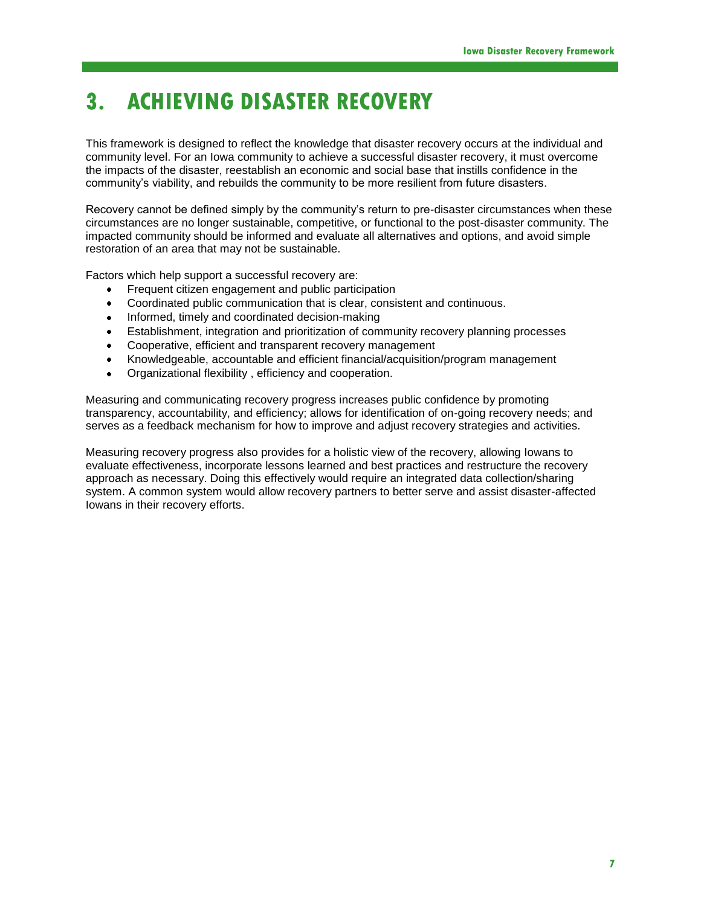# 3. ACHIEVING DISASTER RECOVERY

This framework is designed to reflect the knowledge that disaster recovery occurs at the individual and community level. For an Iowa community to achieve a successful disaster recovery, it must overcome the impacts of the disaster, reestablish an economic and social base that instills confidence in the community's viability, and rebuilds the community to be more resilient from future disasters.

Recovery cannot be defined simply by the community's return to pre-disaster circumstances when these circumstances are no longer sustainable, competitive, or functional to the post-disaster community. The impacted community should be informed and evaluate all alternatives and options, and avoid simple restoration of an area that may not be sustainable.

Factors which help support a successful recovery are:

- Frequent citizen engagement and public participation
- Coordinated public communication that is clear, consistent and continuous.
- Informed, timely and coordinated decision-making
- Establishment, integration and prioritization of community recovery planning processes
- Cooperative, efficient and transparent recovery management
- Knowledgeable, accountable and efficient financial/acquisition/program management
- Organizational flexibility , efficiency and cooperation.

Measuring and communicating recovery progress increases public confidence by promoting transparency, accountability, and efficiency; allows for identification of on-going recovery needs; and serves as a feedback mechanism for how to improve and adjust recovery strategies and activities.

Measuring recovery progress also provides for a holistic view of the recovery, allowing Iowans to evaluate effectiveness, incorporate lessons learned and best practices and restructure the recovery approach as necessary. Doing this effectively would require an integrated data collection/sharing system. A common system would allow recovery partners to better serve and assist disaster-affected Iowans in their recovery efforts.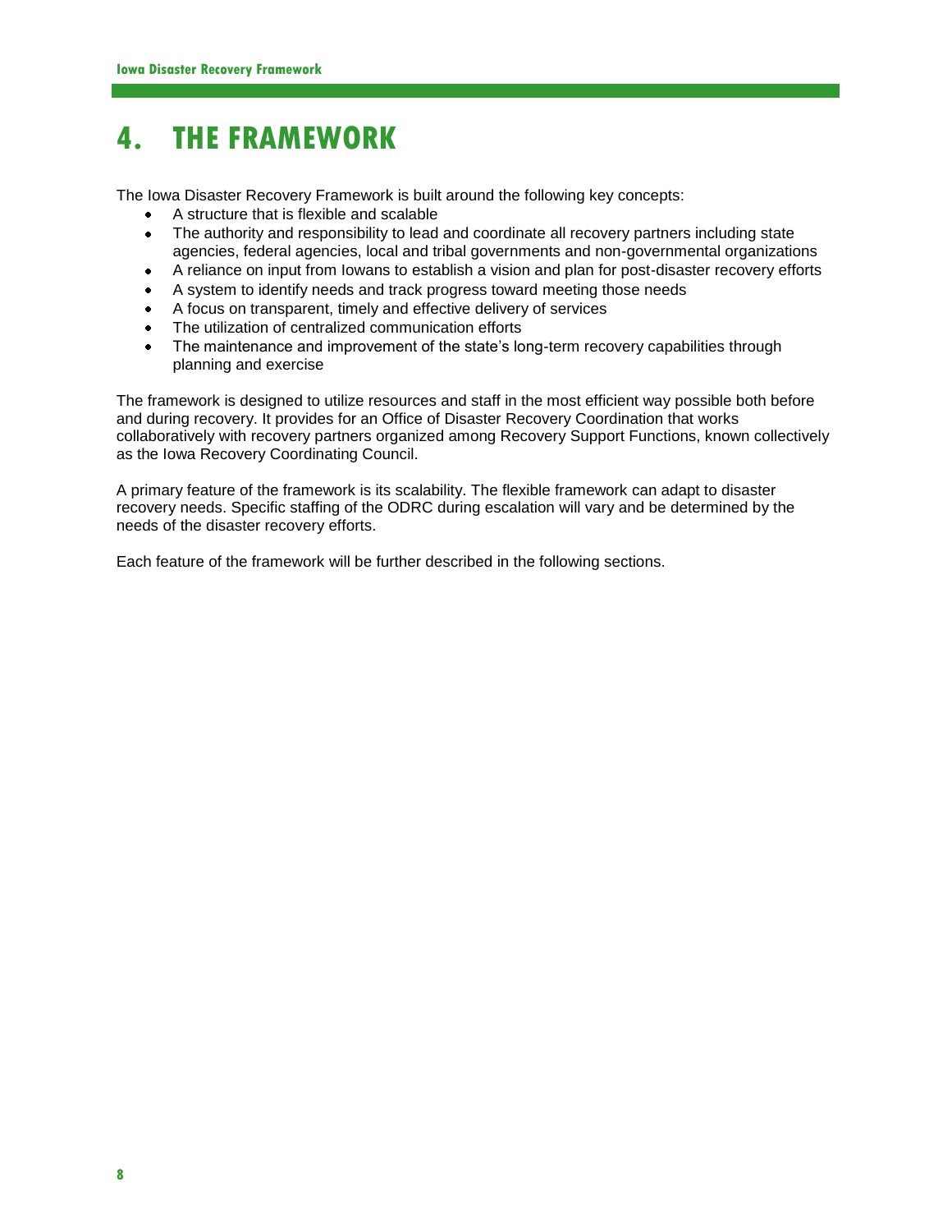# 4. THE FRAMEWORK

The Iowa Disaster Recovery Framework is built around the following key concepts:

- A structure that is flexible and scalable
- The authority and responsibility to lead and coordinate all recovery partners including state agencies, federal agencies, local and tribal governments and non-governmental organizations
- A reliance on input from Iowans to establish a vision and plan for post-disaster recovery efforts
- A system to identify needs and track progress toward meeting those needs
- A focus on transparent, timely and effective delivery of services
- The utilization of centralized communication efforts
- The maintenance and improvement of the state's long-term recovery capabilities through planning and exercise

The framework is designed to utilize resources and staff in the most efficient way possible both before and during recovery. It provides for an Office of Disaster Recovery Coordination that works collaboratively with recovery partners organized among Recovery Support Functions, known collectively as the Iowa Recovery Coordinating Council.

A primary feature of the framework is its scalability. The flexible framework can adapt to disaster recovery needs. Specific staffing of the ODRC during escalation will vary and be determined by the needs of the disaster recovery efforts.

Each feature of the framework will be further described in the following sections.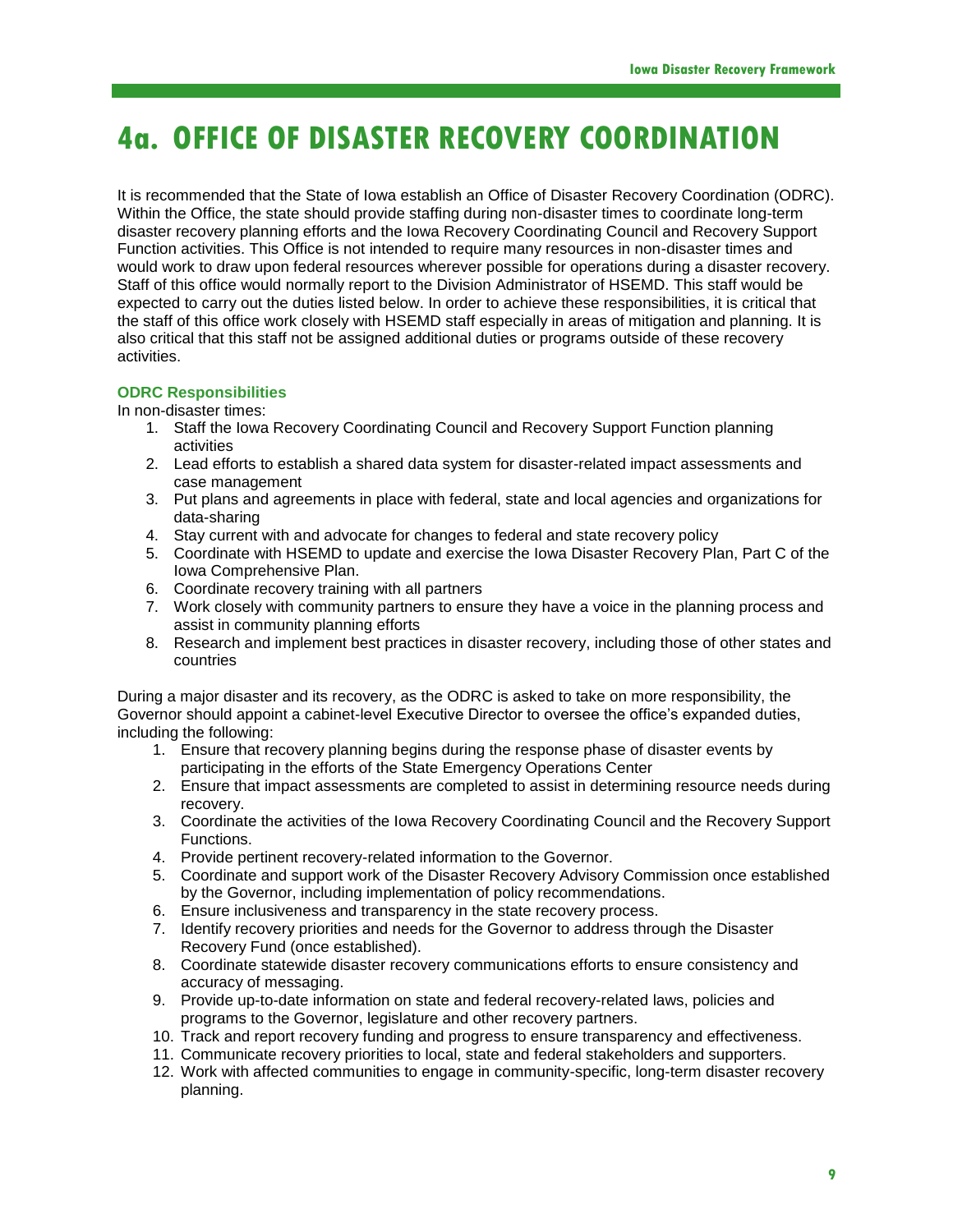# 4a. OFFICE OF DISASTER RECOVERY COORDINATION

It is recommended that the State of Iowa establish an Office of Disaster Recovery Coordination (ODRC). Within the Office, the state should provide staffing during non-disaster times to coordinate long-term disaster recovery planning efforts and the Iowa Recovery Coordinating Council and Recovery Support Function activities. This Office is not intended to require many resources in non-disaster times and would work to draw upon federal resources wherever possible for operations during a disaster recovery. Staff of this office would normally report to the Division Administrator of HSEMD. This staff would be expected to carry out the duties listed below. In order to achieve these responsibilities, it is critical that the staff of this office work closely with HSEMD staff especially in areas of mitigation and planning. It is also critical that this staff not be assigned additional duties or programs outside of these recovery activities.

### ODRC Responsibilities

In non-disaster times:

1. Staff the Iowa Recovery Coordinating Council and Recovery Support Function planning activities
2. Lead efforts to establish a shared data system for disaster-related impact assessments and case management
3. Put plans and agreements in place with federal, state and local agencies and organizations for data-sharing
4. Stay current with and advocate for changes to federal and state recovery policy
5. Coordinate with HSEMD to update and exercise the Iowa Disaster Recovery Plan, Part C of the Iowa Comprehensive Plan.
6. Coordinate recovery training with all partners
7. Work closely with community partners to ensure they have a voice in the planning process and assist in community planning efforts
8. Research and implement best practices in disaster recovery, including those of other states and countries

During a major disaster and its recovery, as the ODRC is asked to take on more responsibility, the Governor should appoint a cabinet-level Executive Director to oversee the office's expanded duties, including the following:

1. Ensure that recovery planning begins during the response phase of disaster events by participating in the efforts of the State Emergency Operations Center
2. Ensure that impact assessments are completed to assist in determining resource needs during recovery.
3. Coordinate the activities of the Iowa Recovery Coordinating Council and the Recovery Support Functions.
4. Provide pertinent recovery-related information to the Governor.
5. Coordinate and support work of the Disaster Recovery Advisory Commission once established by the Governor, including implementation of policy recommendations.
6. Ensure inclusiveness and transparency in the state recovery process.
7. Identify recovery priorities and needs for the Governor to address through the Disaster Recovery Fund (once established).
8. Coordinate statewide disaster recovery communications efforts to ensure consistency and accuracy of messaging.
9. Provide up-to-date information on state and federal recovery-related laws, policies and programs to the Governor, legislature and other recovery partners.
10. Track and report recovery funding and progress to ensure transparency and effectiveness.
11. Communicate recovery priorities to local, state and federal stakeholders and supporters.
12. Work with affected communities to engage in community-specific, long-term disaster recovery planning.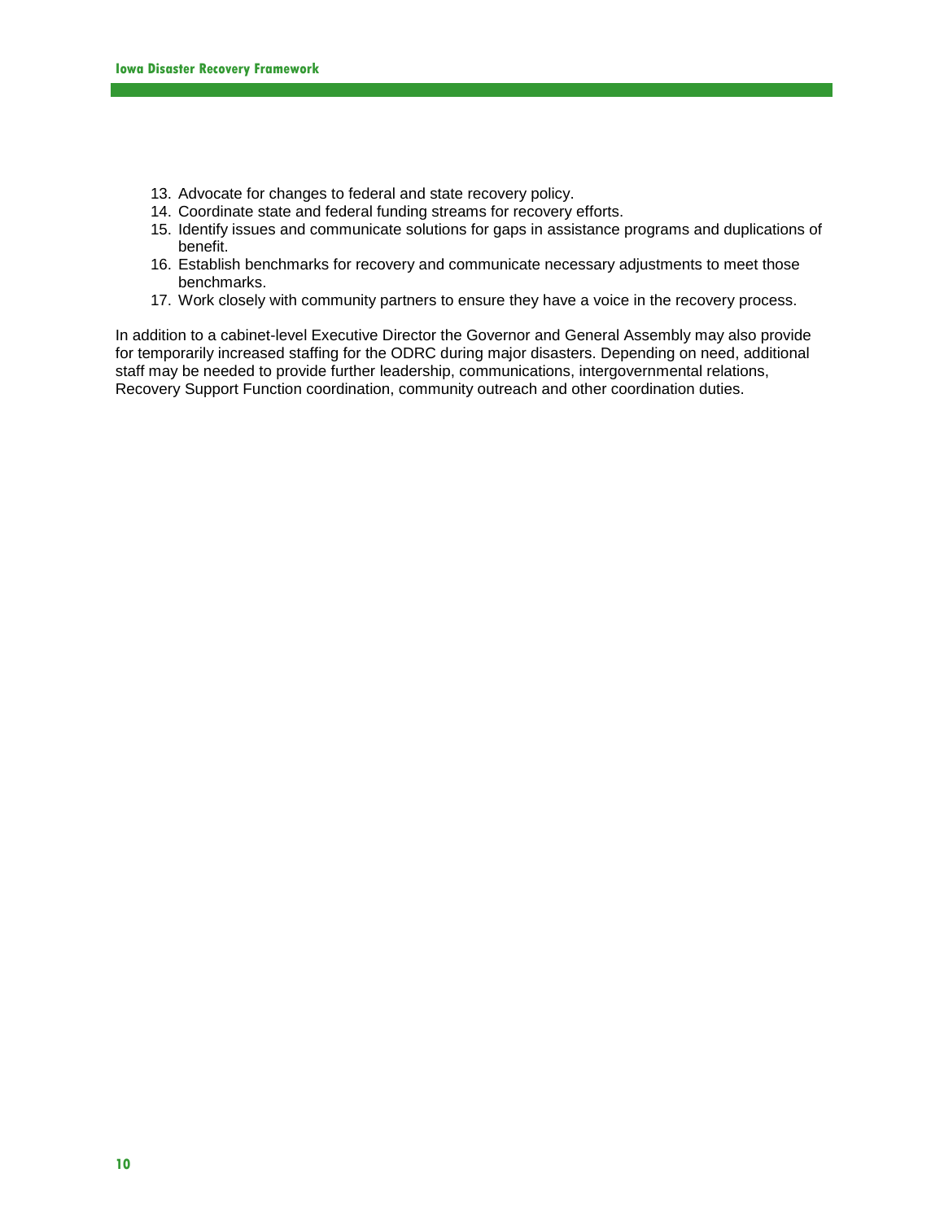13. Advocate for changes to federal and state recovery policy.
14. Coordinate state and federal funding streams for recovery efforts.
15. Identify issues and communicate solutions for gaps in assistance programs and duplications of benefit.
16. Establish benchmarks for recovery and communicate necessary adjustments to meet those benchmarks.
17. Work closely with community partners to ensure they have a voice in the recovery process.

In addition to a cabinet-level Executive Director the Governor and General Assembly may also provide for temporarily increased staffing for the ODRC during major disasters. Depending on need, additional staff may be needed to provide further leadership, communications, intergovernmental relations, Recovery Support Function coordination, community outreach and other coordination duties.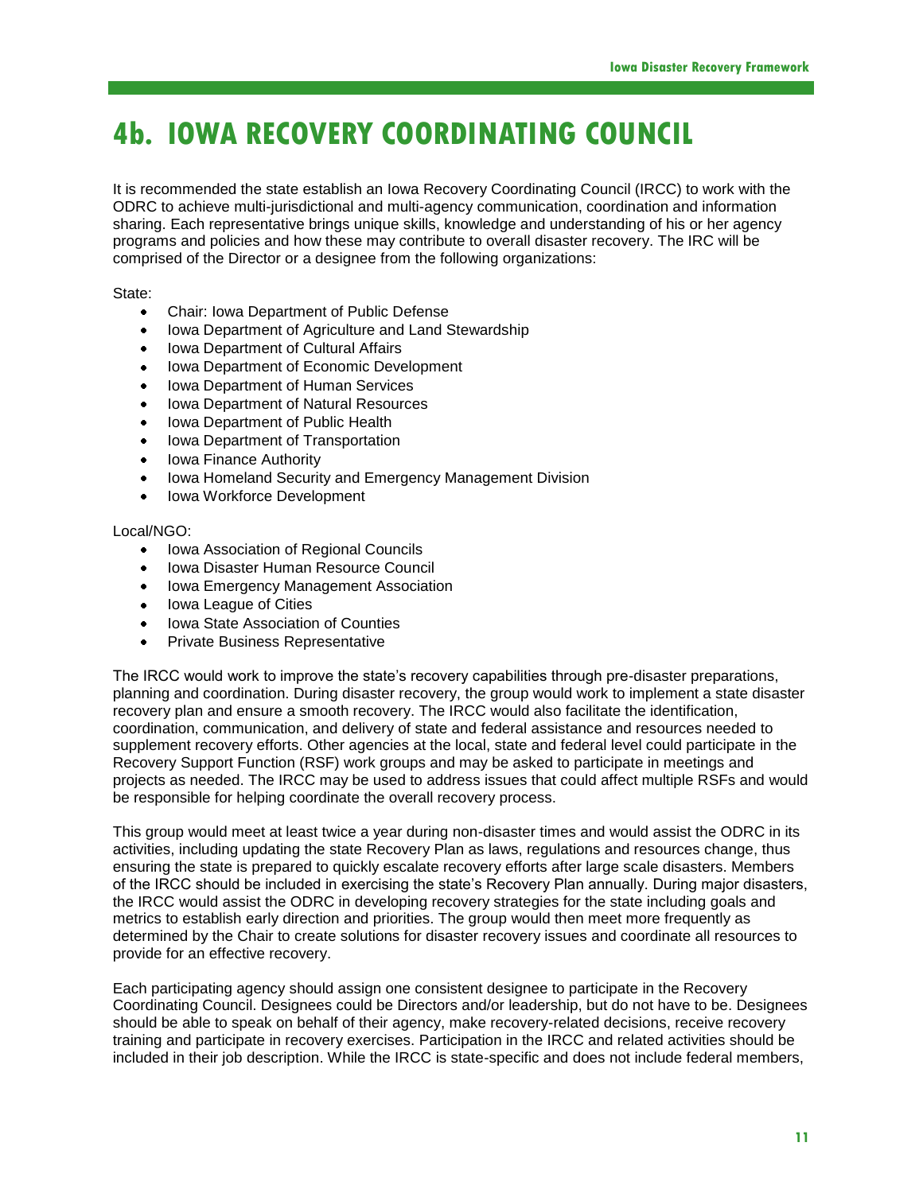# 4b. IOWA RECOVERY COORDINATING COUNCIL

It is recommended the state establish an Iowa Recovery Coordinating Council (IRCC) to work with the ODRC to achieve multi-jurisdictional and multi-agency communication, coordination and information sharing. Each representative brings unique skills, knowledge and understanding of his or her agency programs and policies and how these may contribute to overall disaster recovery. The IRC will be comprised of the Director or a designee from the following organizations:

State:

- Chair: Iowa Department of Public Defense
- Iowa Department of Agriculture and Land Stewardship
- Iowa Department of Cultural Affairs
- Iowa Department of Economic Development
- Iowa Department of Human Services
- Iowa Department of Natural Resources
- Iowa Department of Public Health
- Iowa Department of Transportation
- Iowa Finance Authority
- Iowa Homeland Security and Emergency Management Division
- Iowa Workforce Development

Local/NGO:

- Iowa Association of Regional Councils
- Iowa Disaster Human Resource Council
- Iowa Emergency Management Association
- Iowa League of Cities
- Iowa State Association of Counties
- Private Business Representative

The IRCC would work to improve the state's recovery capabilities through pre-disaster preparations, planning and coordination. During disaster recovery, the group would work to implement a state disaster recovery plan and ensure a smooth recovery. The IRCC would also facilitate the identification, coordination, communication, and delivery of state and federal assistance and resources needed to supplement recovery efforts. Other agencies at the local, state and federal level could participate in the Recovery Support Function (RSF) work groups and may be asked to participate in meetings and projects as needed. The IRCC may be used to address issues that could affect multiple RSFs and would be responsible for helping coordinate the overall recovery process.

This group would meet at least twice a year during non-disaster times and would assist the ODRC in its activities, including updating the state Recovery Plan as laws, regulations and resources change, thus ensuring the state is prepared to quickly escalate recovery efforts after large scale disasters. Members of the IRCC should be included in exercising the state's Recovery Plan annually. During major disasters, the IRCC would assist the ODRC in developing recovery strategies for the state including goals and metrics to establish early direction and priorities. The group would then meet more frequently as determined by the Chair to create solutions for disaster recovery issues and coordinate all resources to provide for an effective recovery.

Each participating agency should assign one consistent designee to participate in the Recovery Coordinating Council. Designees could be Directors and/or leadership, but do not have to be. Designees should be able to speak on behalf of their agency, make recovery-related decisions, receive recovery training and participate in recovery exercises. Participation in the IRCC and related activities should be included in their job description. While the IRCC is state-specific and does not include federal members,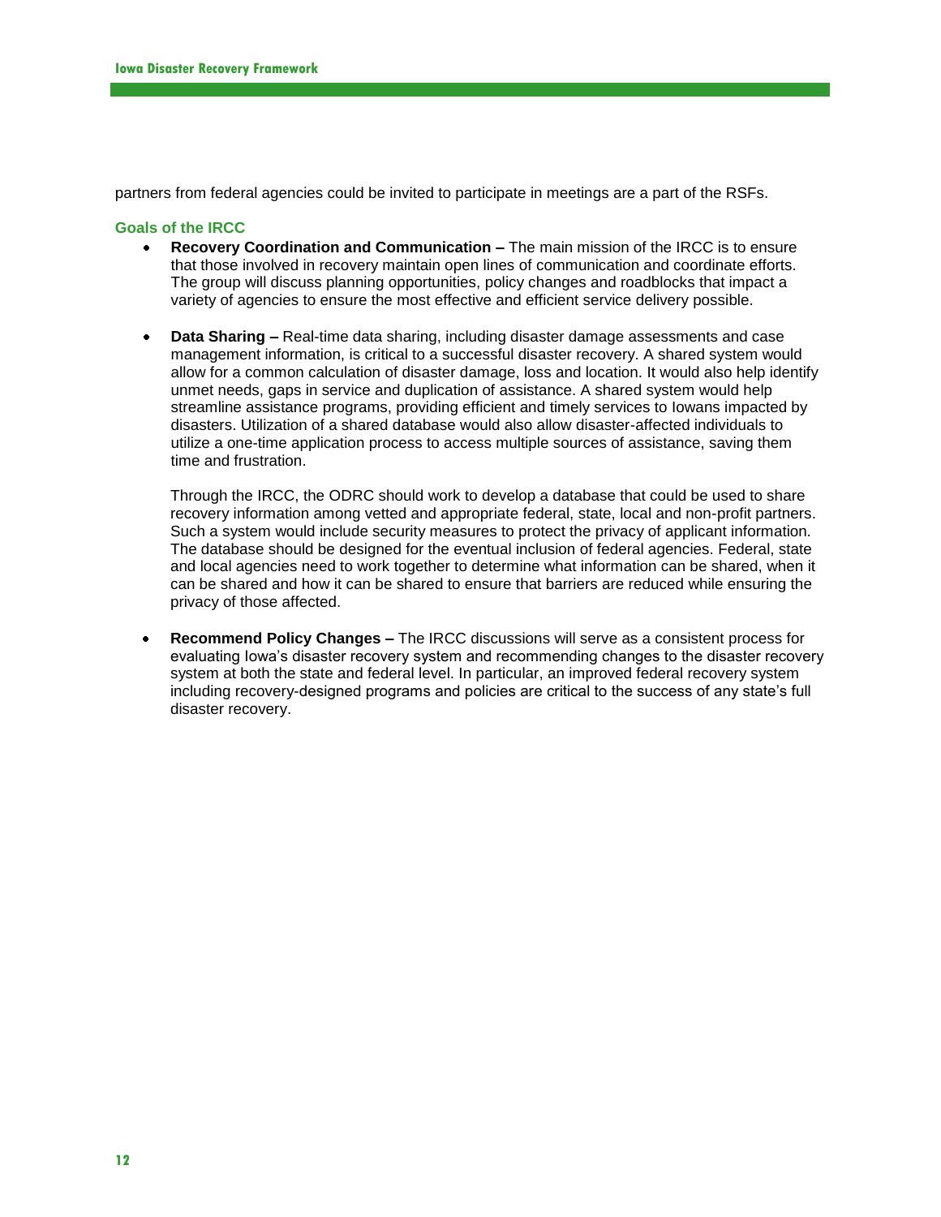partners from federal agencies could be invited to participate in meetings are a part of the RSFs.

### Goals of the IRCC

- **Recovery Coordination and Communication –** The main mission of the IRCC is to ensure that those involved in recovery maintain open lines of communication and coordinate efforts. The group will discuss planning opportunities, policy changes and roadblocks that impact a variety of agencies to ensure the most effective and efficient service delivery possible.

- **Data Sharing –** Real-time data sharing, including disaster damage assessments and case management information, is critical to a successful disaster recovery. A shared system would allow for a common calculation of disaster damage, loss and location. It would also help identify unmet needs, gaps in service and duplication of assistance. A shared system would help streamline assistance programs, providing efficient and timely services to Iowans impacted by disasters. Utilization of a shared database would also allow disaster-affected individuals to utilize a one-time application process to access multiple sources of assistance, saving them time and frustration.

  Through the IRCC, the ODRC should work to develop a database that could be used to share recovery information among vetted and appropriate federal, state, local and non-profit partners. Such a system would include security measures to protect the privacy of applicant information. The database should be designed for the eventual inclusion of federal agencies. Federal, state and local agencies need to work together to determine what information can be shared, when it can be shared and how it can be shared to ensure that barriers are reduced while ensuring the privacy of those affected.

- **Recommend Policy Changes –** The IRCC discussions will serve as a consistent process for evaluating Iowa's disaster recovery system and recommending changes to the disaster recovery system at both the state and federal level. In particular, an improved federal recovery system including recovery-designed programs and policies are critical to the success of any state's full disaster recovery.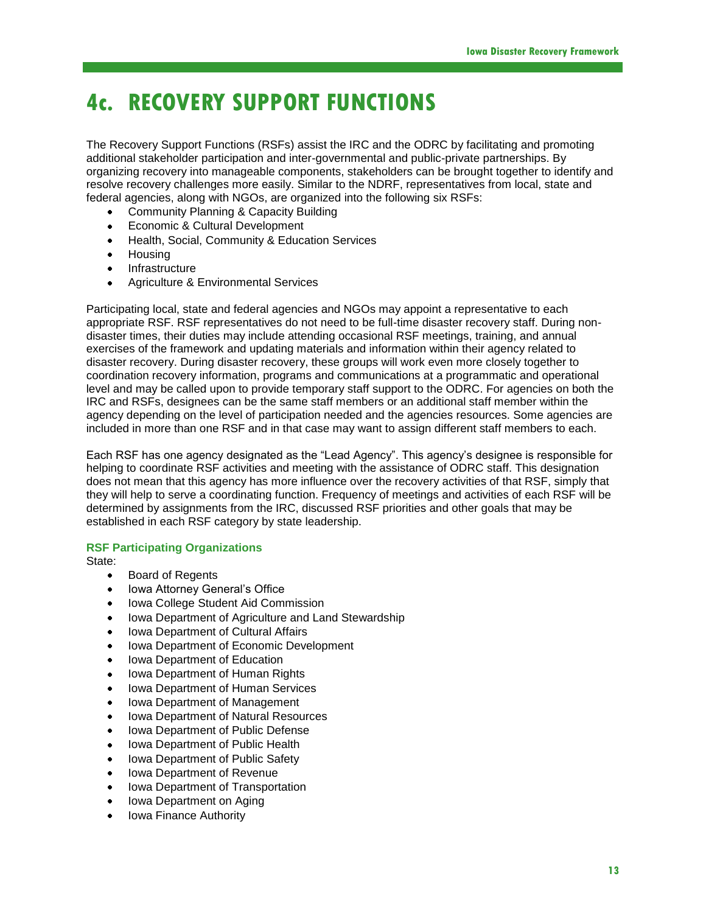# 4c. RECOVERY SUPPORT FUNCTIONS

The Recovery Support Functions (RSFs) assist the IRC and the ODRC by facilitating and promoting additional stakeholder participation and inter-governmental and public-private partnerships. By organizing recovery into manageable components, stakeholders can be brought together to identify and resolve recovery challenges more easily. Similar to the NDRF, representatives from local, state and federal agencies, along with NGOs, are organized into the following six RSFs:

- Community Planning & Capacity Building
- Economic & Cultural Development
- Health, Social, Community & Education Services
- Housing
- Infrastructure
- Agriculture & Environmental Services

Participating local, state and federal agencies and NGOs may appoint a representative to each appropriate RSF. RSF representatives do not need to be full-time disaster recovery staff. During non-disaster times, their duties may include attending occasional RSF meetings, training, and annual exercises of the framework and updating materials and information within their agency related to disaster recovery. During disaster recovery, these groups will work even more closely together to coordination recovery information, programs and communications at a programmatic and operational level and may be called upon to provide temporary staff support to the ODRC. For agencies on both the IRC and RSFs, designees can be the same staff members or an additional staff member within the agency depending on the level of participation needed and the agencies resources. Some agencies are included in more than one RSF and in that case may want to assign different staff members to each.

Each RSF has one agency designated as the "Lead Agency". This agency's designee is responsible for helping to coordinate RSF activities and meeting with the assistance of ODRC staff. This designation does not mean that this agency has more influence over the recovery activities of that RSF, simply that they will help to serve a coordinating function. Frequency of meetings and activities of each RSF will be determined by assignments from the IRC, discussed RSF priorities and other goals that may be established in each RSF category by state leadership.

### RSF Participating Organizations

State:

- Board of Regents
- Iowa Attorney General's Office
- Iowa College Student Aid Commission
- Iowa Department of Agriculture and Land Stewardship
- Iowa Department of Cultural Affairs
- Iowa Department of Economic Development
- Iowa Department of Education
- Iowa Department of Human Rights
- Iowa Department of Human Services
- Iowa Department of Management
- Iowa Department of Natural Resources
- Iowa Department of Public Defense
- Iowa Department of Public Health
- Iowa Department of Public Safety
- Iowa Department of Revenue
- Iowa Department of Transportation
- Iowa Department on Aging
- Iowa Finance Authority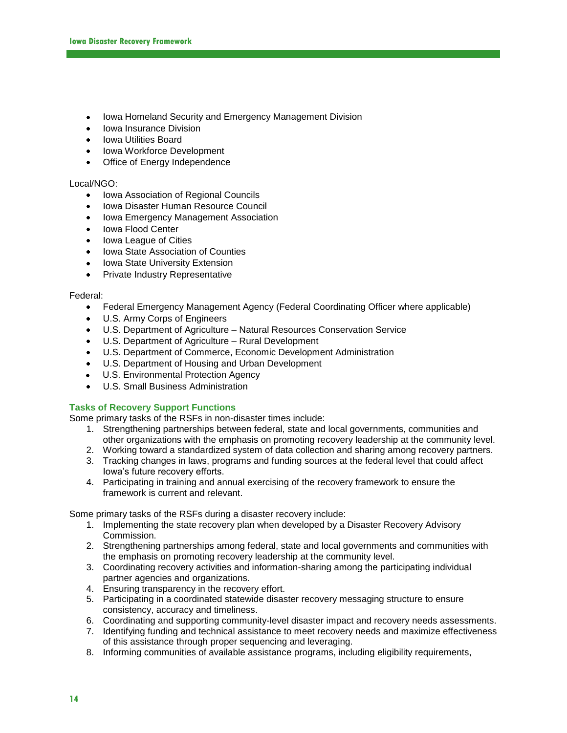- Iowa Homeland Security and Emergency Management Division
- Iowa Insurance Division
- Iowa Utilities Board
- Iowa Workforce Development
- Office of Energy Independence

Local/NGO:

- Iowa Association of Regional Councils
- Iowa Disaster Human Resource Council
- Iowa Emergency Management Association
- Iowa Flood Center
- Iowa League of Cities
- Iowa State Association of Counties
- Iowa State University Extension
- Private Industry Representative

Federal:

- Federal Emergency Management Agency (Federal Coordinating Officer where applicable)
- U.S. Army Corps of Engineers
- U.S. Department of Agriculture – Natural Resources Conservation Service
- U.S. Department of Agriculture – Rural Development
- U.S. Department of Commerce, Economic Development Administration
- U.S. Department of Housing and Urban Development
- U.S. Environmental Protection Agency
- U.S. Small Business Administration

### Tasks of Recovery Support Functions

Some primary tasks of the RSFs in non-disaster times include:

1. Strengthening partnerships between federal, state and local governments, communities and other organizations with the emphasis on promoting recovery leadership at the community level.
2. Working toward a standardized system of data collection and sharing among recovery partners.
3. Tracking changes in laws, programs and funding sources at the federal level that could affect Iowa's future recovery efforts.
4. Participating in training and annual exercising of the recovery framework to ensure the framework is current and relevant.

Some primary tasks of the RSFs during a disaster recovery include:

1. Implementing the state recovery plan when developed by a Disaster Recovery Advisory Commission.
2. Strengthening partnerships among federal, state and local governments and communities with the emphasis on promoting recovery leadership at the community level.
3. Coordinating recovery activities and information-sharing among the participating individual partner agencies and organizations.
4. Ensuring transparency in the recovery effort.
5. Participating in a coordinated statewide disaster recovery messaging structure to ensure consistency, accuracy and timeliness.
6. Coordinating and supporting community-level disaster impact and recovery needs assessments.
7. Identifying funding and technical assistance to meet recovery needs and maximize effectiveness of this assistance through proper sequencing and leveraging.
8. Informing communities of available assistance programs, including eligibility requirements,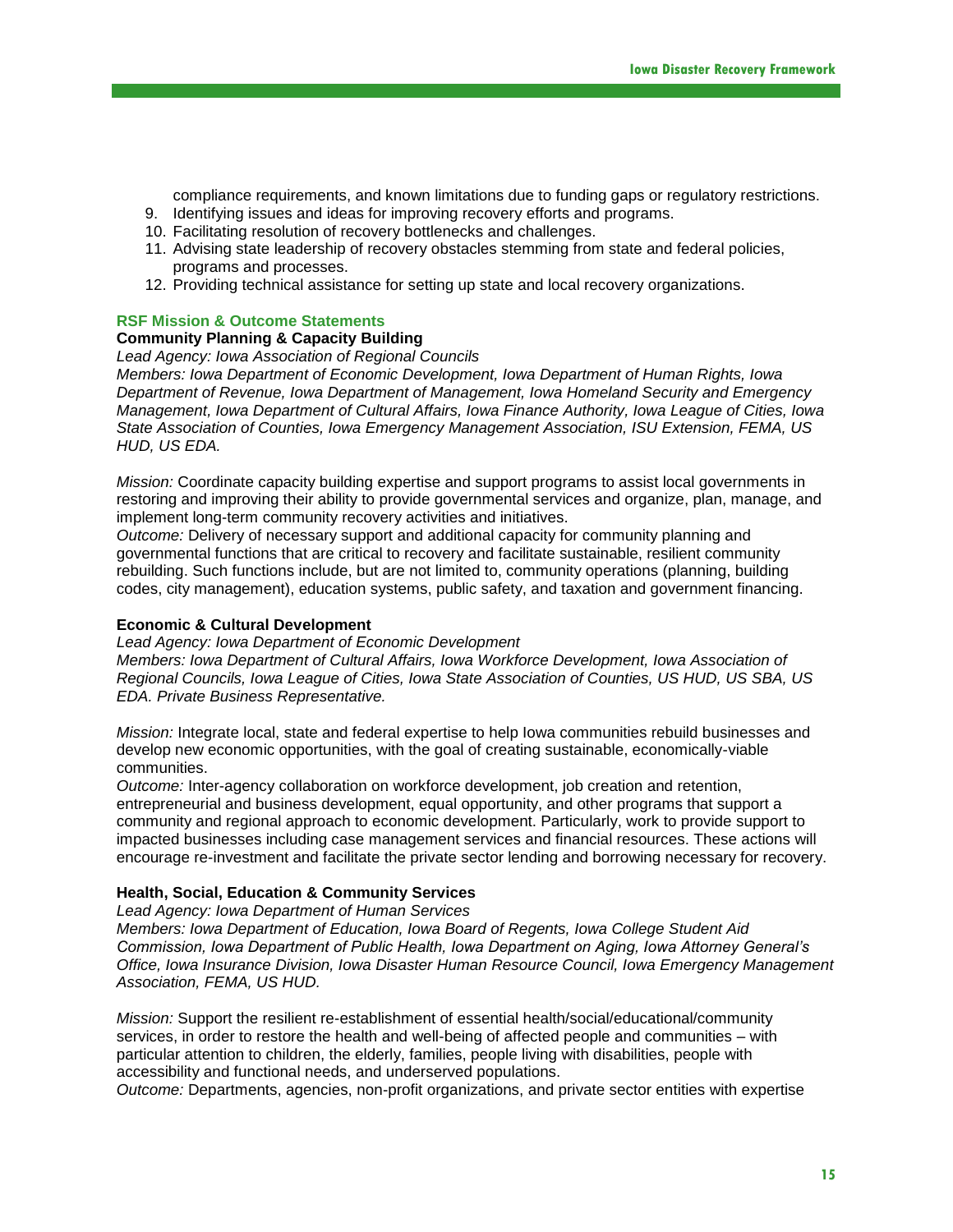compliance requirements, and known limitations due to funding gaps or regulatory restrictions.

9. Identifying issues and ideas for improving recovery efforts and programs.
10. Facilitating resolution of recovery bottlenecks and challenges.
11. Advising state leadership of recovery obstacles stemming from state and federal policies, programs and processes.
12. Providing technical assistance for setting up state and local recovery organizations.

### RSF Mission & Outcome Statements

#### Community Planning & Capacity Building

*Lead Agency: Iowa Association of Regional Councils*

*Members: Iowa Department of Economic Development, Iowa Department of Human Rights, Iowa Department of Revenue, Iowa Department of Management, Iowa Homeland Security and Emergency Management, Iowa Department of Cultural Affairs, Iowa Finance Authority, Iowa League of Cities, Iowa State Association of Counties, Iowa Emergency Management Association, ISU Extension, FEMA, US HUD, US EDA.*

*Mission:* Coordinate capacity building expertise and support programs to assist local governments in restoring and improving their ability to provide governmental services and organize, plan, manage, and implement long-term community recovery activities and initiatives.

*Outcome:* Delivery of necessary support and additional capacity for community planning and governmental functions that are critical to recovery and facilitate sustainable, resilient community rebuilding. Such functions include, but are not limited to, community operations (planning, building codes, city management), education systems, public safety, and taxation and government financing.

#### Economic & Cultural Development

*Lead Agency: Iowa Department of Economic Development*

*Members: Iowa Department of Cultural Affairs, Iowa Workforce Development, Iowa Association of Regional Councils, Iowa League of Cities, Iowa State Association of Counties, US HUD, US SBA, US EDA. Private Business Representative.*

*Mission:* Integrate local, state and federal expertise to help Iowa communities rebuild businesses and develop new economic opportunities, with the goal of creating sustainable, economically-viable communities.

*Outcome:* Inter-agency collaboration on workforce development, job creation and retention, entrepreneurial and business development, equal opportunity, and other programs that support a community and regional approach to economic development. Particularly, work to provide support to impacted businesses including case management services and financial resources. These actions will encourage re-investment and facilitate the private sector lending and borrowing necessary for recovery.

#### Health, Social, Education & Community Services

*Lead Agency: Iowa Department of Human Services*

*Members: Iowa Department of Education, Iowa Board of Regents, Iowa College Student Aid Commission, Iowa Department of Public Health, Iowa Department on Aging, Iowa Attorney General's Office, Iowa Insurance Division, Iowa Disaster Human Resource Council, Iowa Emergency Management Association, FEMA, US HUD.*

*Mission:* Support the resilient re-establishment of essential health/social/educational/community services, in order to restore the health and well-being of affected people and communities – with particular attention to children, the elderly, families, people living with disabilities, people with accessibility and functional needs, and underserved populations.

*Outcome:* Departments, agencies, non-profit organizations, and private sector entities with expertise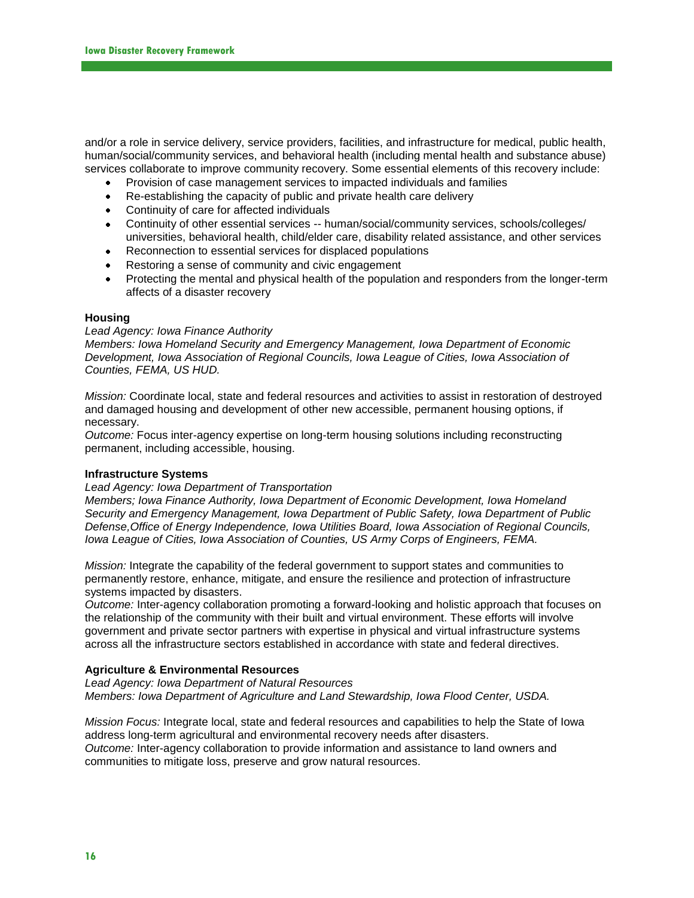and/or a role in service delivery, service providers, facilities, and infrastructure for medical, public health, human/social/community services, and behavioral health (including mental health and substance abuse) services collaborate to improve community recovery. Some essential elements of this recovery include:

- Provision of case management services to impacted individuals and families
- Re-establishing the capacity of public and private health care delivery
- Continuity of care for affected individuals
- Continuity of other essential services -- human/social/community services, schools/colleges/ universities, behavioral health, child/elder care, disability related assistance, and other services
- Reconnection to essential services for displaced populations
- Restoring a sense of community and civic engagement
- Protecting the mental and physical health of the population and responders from the longer-term affects of a disaster recovery

**Housing**

*Lead Agency: Iowa Finance Authority*
*Members: Iowa Homeland Security and Emergency Management, Iowa Department of Economic Development, Iowa Association of Regional Councils, Iowa League of Cities, Iowa Association of Counties, FEMA, US HUD.*

*Mission:* Coordinate local, state and federal resources and activities to assist in restoration of destroyed and damaged housing and development of other new accessible, permanent housing options, if necessary.
*Outcome:* Focus inter-agency expertise on long-term housing solutions including reconstructing permanent, including accessible, housing.

**Infrastructure Systems**

*Lead Agency: Iowa Department of Transportation*
*Members; Iowa Finance Authority, Iowa Department of Economic Development, Iowa Homeland Security and Emergency Management, Iowa Department of Public Safety, Iowa Department of Public Defense,Office of Energy Independence, Iowa Utilities Board, Iowa Association of Regional Councils, Iowa League of Cities, Iowa Association of Counties, US Army Corps of Engineers, FEMA.*

*Mission:* Integrate the capability of the federal government to support states and communities to permanently restore, enhance, mitigate, and ensure the resilience and protection of infrastructure systems impacted by disasters.
*Outcome:* Inter-agency collaboration promoting a forward-looking and holistic approach that focuses on the relationship of the community with their built and virtual environment. These efforts will involve government and private sector partners with expertise in physical and virtual infrastructure systems across all the infrastructure sectors established in accordance with state and federal directives.

**Agriculture & Environmental Resources**

*Lead Agency: Iowa Department of Natural Resources*
*Members: Iowa Department of Agriculture and Land Stewardship, Iowa Flood Center, USDA.*

*Mission Focus:* Integrate local, state and federal resources and capabilities to help the State of Iowa address long-term agricultural and environmental recovery needs after disasters.
*Outcome:* Inter-agency collaboration to provide information and assistance to land owners and communities to mitigate loss, preserve and grow natural resources.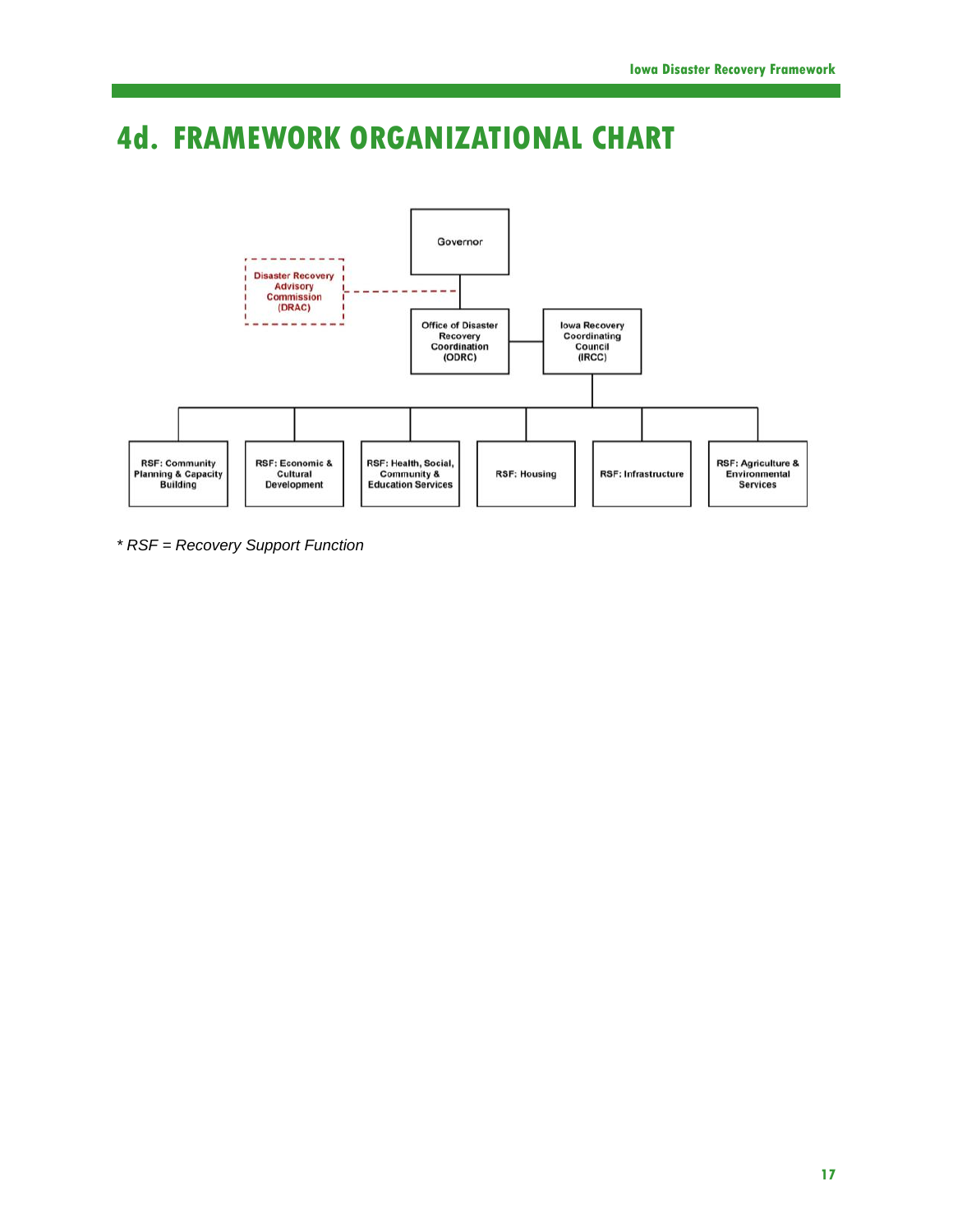# 4d. FRAMEWORK ORGANIZATIONAL CHART

Governor

Disaster Recovery Advisory Commission (DRAC)

Office of Disaster Recovery Coordination (ODRC)

Iowa Recovery Coordinating Council (IRCC)

RSF: Community Planning & Capacity Building

RSF: Economic & Cultural Development

RSF: Health, Social, Community & Education Services

RSF: Housing

RSF: Infrastructure

RSF: Agriculture & Environmental Services

*\* RSF = Recovery Support Function*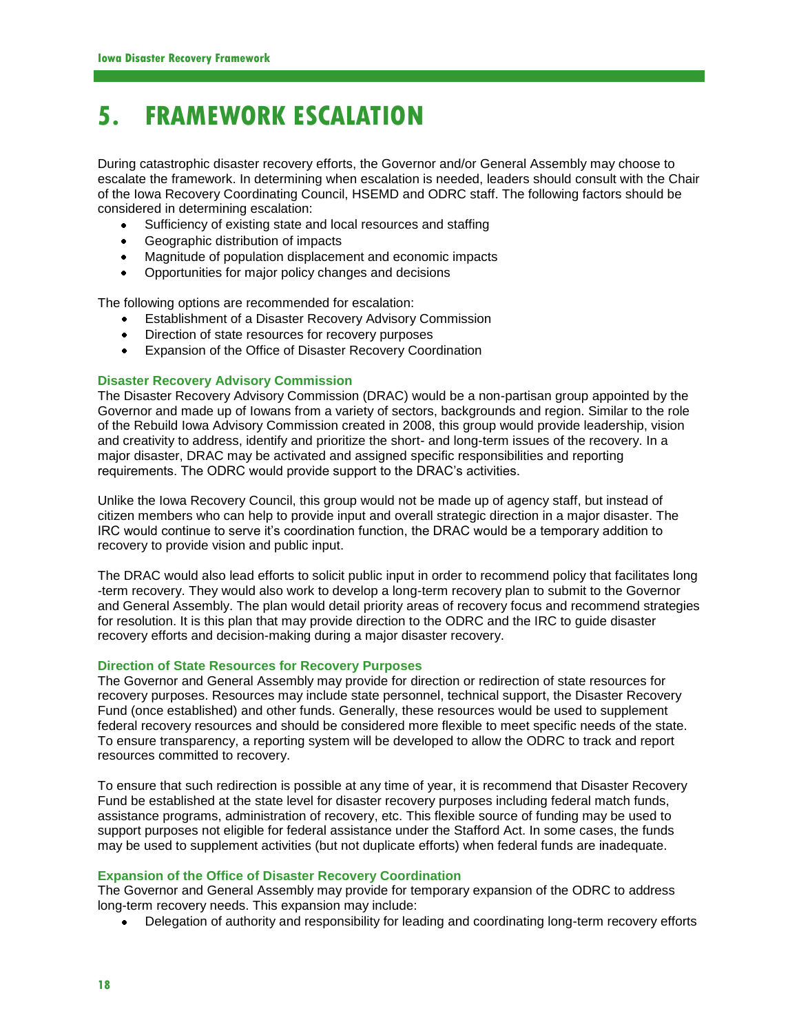# 5. FRAMEWORK ESCALATION

During catastrophic disaster recovery efforts, the Governor and/or General Assembly may choose to escalate the framework. In determining when escalation is needed, leaders should consult with the Chair of the Iowa Recovery Coordinating Council, HSEMD and ODRC staff. The following factors should be considered in determining escalation:

- Sufficiency of existing state and local resources and staffing
- Geographic distribution of impacts
- Magnitude of population displacement and economic impacts
- Opportunities for major policy changes and decisions

The following options are recommended for escalation:

- Establishment of a Disaster Recovery Advisory Commission
- Direction of state resources for recovery purposes
- Expansion of the Office of Disaster Recovery Coordination

### Disaster Recovery Advisory Commission

The Disaster Recovery Advisory Commission (DRAC) would be a non-partisan group appointed by the Governor and made up of Iowans from a variety of sectors, backgrounds and region. Similar to the role of the Rebuild Iowa Advisory Commission created in 2008, this group would provide leadership, vision and creativity to address, identify and prioritize the short- and long-term issues of the recovery. In a major disaster, DRAC may be activated and assigned specific responsibilities and reporting requirements. The ODRC would provide support to the DRAC's activities.

Unlike the Iowa Recovery Council, this group would not be made up of agency staff, but instead of citizen members who can help to provide input and overall strategic direction in a major disaster. The IRC would continue to serve it's coordination function, the DRAC would be a temporary addition to recovery to provide vision and public input.

The DRAC would also lead efforts to solicit public input in order to recommend policy that facilitates long -term recovery. They would also work to develop a long-term recovery plan to submit to the Governor and General Assembly. The plan would detail priority areas of recovery focus and recommend strategies for resolution. It is this plan that may provide direction to the ODRC and the IRC to guide disaster recovery efforts and decision-making during a major disaster recovery.

### Direction of State Resources for Recovery Purposes

The Governor and General Assembly may provide for direction or redirection of state resources for recovery purposes. Resources may include state personnel, technical support, the Disaster Recovery Fund (once established) and other funds. Generally, these resources would be used to supplement federal recovery resources and should be considered more flexible to meet specific needs of the state. To ensure transparency, a reporting system will be developed to allow the ODRC to track and report resources committed to recovery.

To ensure that such redirection is possible at any time of year, it is recommend that Disaster Recovery Fund be established at the state level for disaster recovery purposes including federal match funds, assistance programs, administration of recovery, etc. This flexible source of funding may be used to support purposes not eligible for federal assistance under the Stafford Act. In some cases, the funds may be used to supplement activities (but not duplicate efforts) when federal funds are inadequate.

### Expansion of the Office of Disaster Recovery Coordination

The Governor and General Assembly may provide for temporary expansion of the ODRC to address long-term recovery needs. This expansion may include:

- Delegation of authority and responsibility for leading and coordinating long-term recovery efforts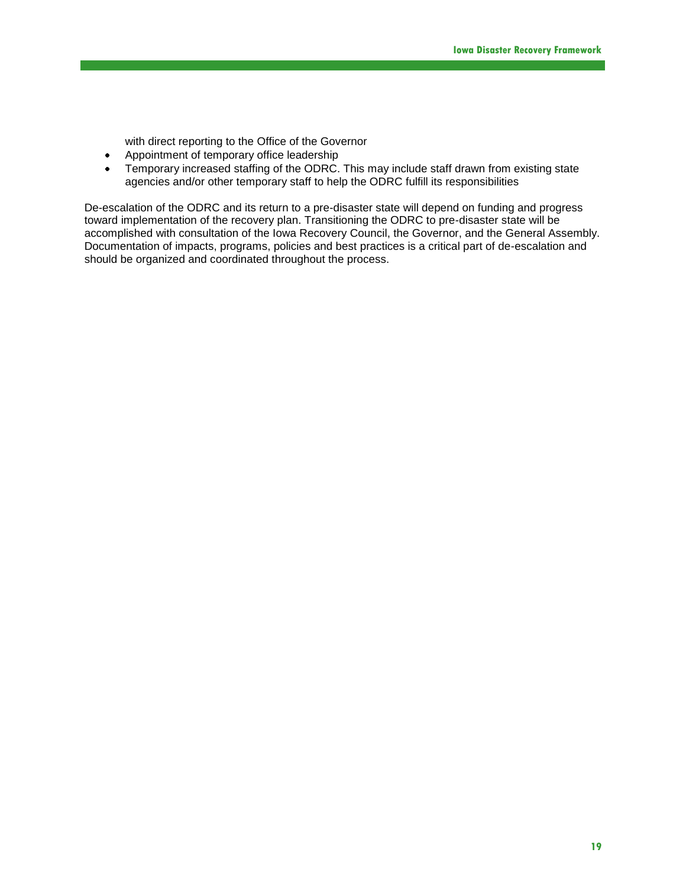with direct reporting to the Office of the Governor

- Appointment of temporary office leadership
- Temporary increased staffing of the ODRC. This may include staff drawn from existing state agencies and/or other temporary staff to help the ODRC fulfill its responsibilities

De-escalation of the ODRC and its return to a pre-disaster state will depend on funding and progress toward implementation of the recovery plan. Transitioning the ODRC to pre-disaster state will be accomplished with consultation of the Iowa Recovery Council, the Governor, and the General Assembly. Documentation of impacts, programs, policies and best practices is a critical part of de-escalation and should be organized and coordinated throughout the process.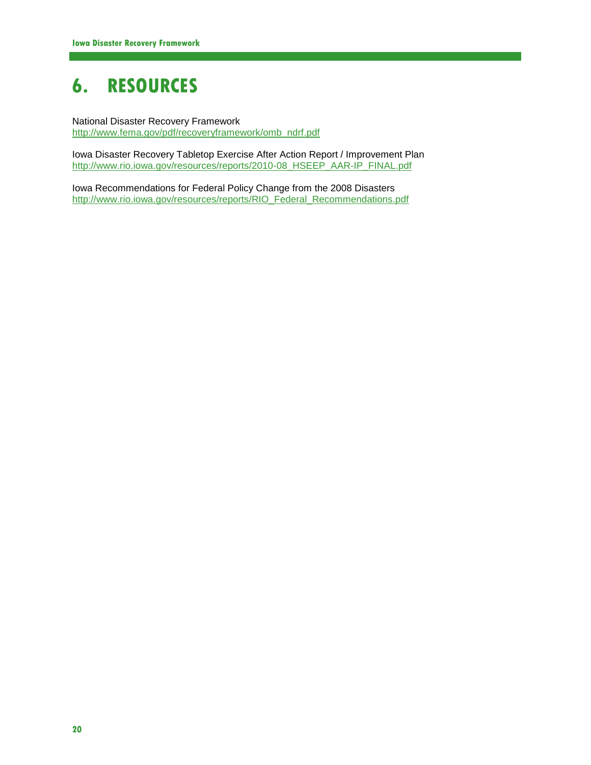# 6. RESOURCES

National Disaster Recovery Framework
http://www.fema.gov/pdf/recoveryframework/omb_ndrf.pdf

Iowa Disaster Recovery Tabletop Exercise After Action Report / Improvement Plan
http://www.rio.iowa.gov/resources/reports/2010-08_HSEEP_AAR-IP_FINAL.pdf

Iowa Recommendations for Federal Policy Change from the 2008 Disasters
http://www.rio.iowa.gov/resources/reports/RIO_Federal_Recommendations.pdf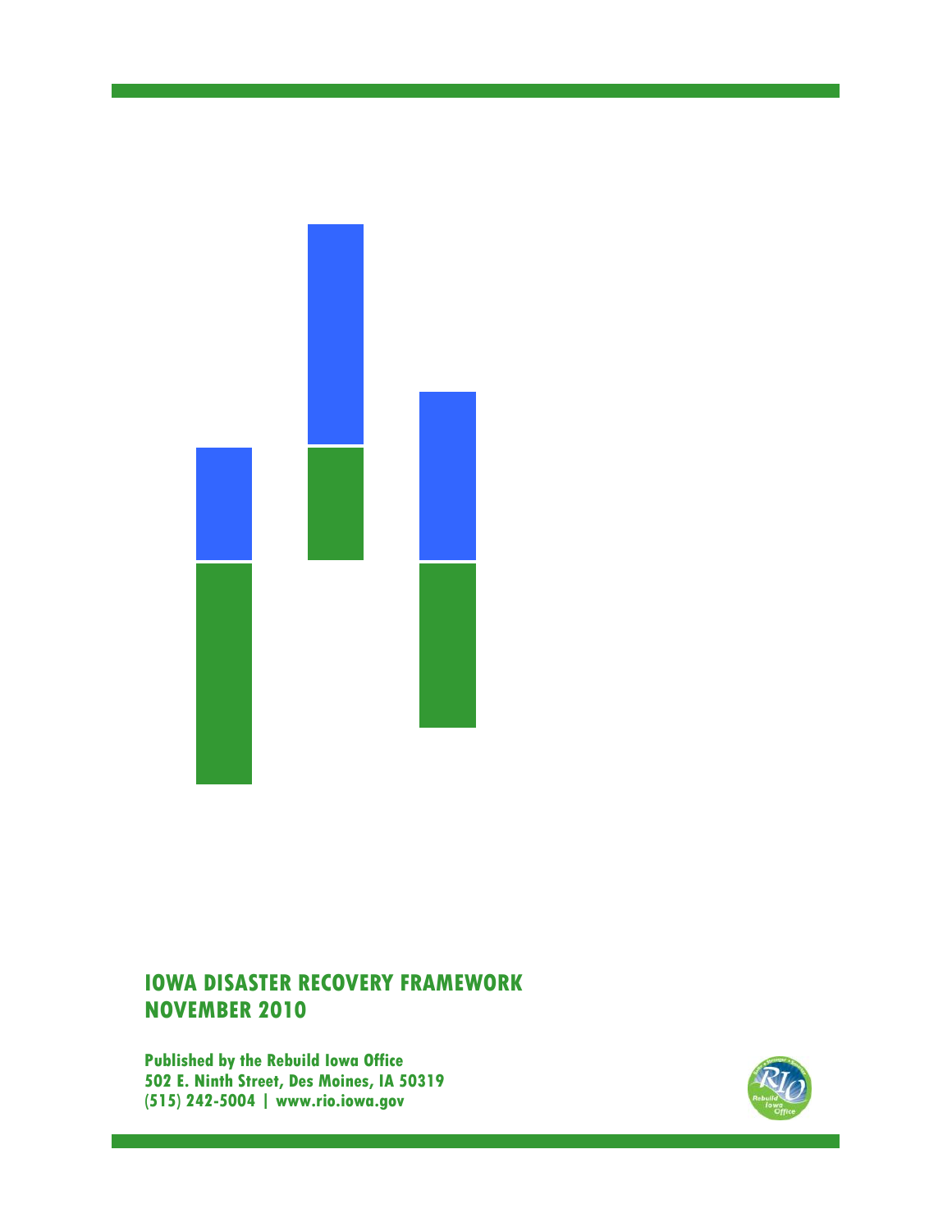**IOWA DISASTER RECOVERY FRAMEWORK**
**NOVEMBER 2010**

**Published by the Rebuild Iowa Office**
**502 E. Ninth Street, Des Moines, IA 50319**
**(515) 242-5004 | www.rio.iowa.gov**